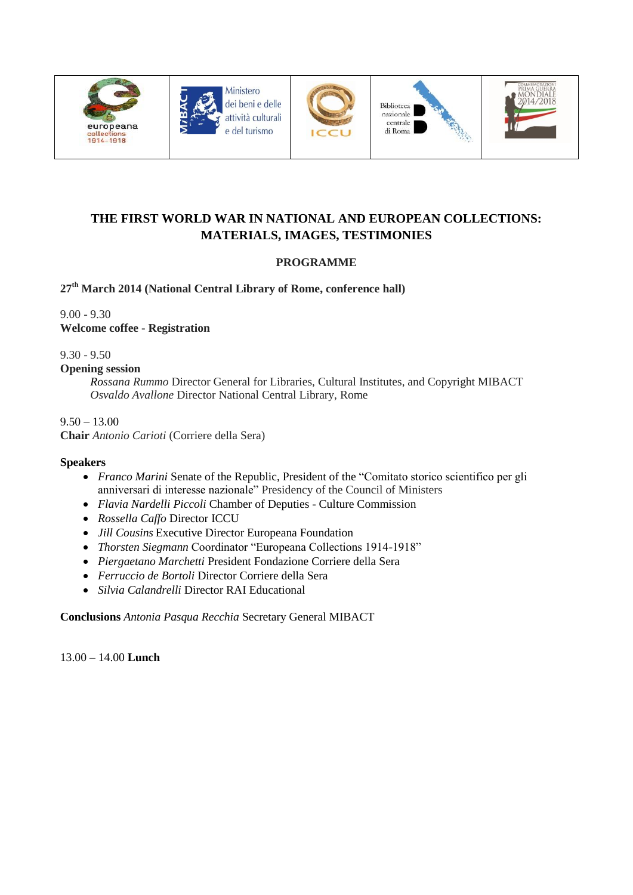# THE FIRST WORLD WAR IN NATIONAL AND EUROPEAN COLLECTIONS: MATERIALS, IMAGES, TESTIMONIES

## PROGRAMME

**27th March 2014 (National Central Library of Rome, conference hall)**

9.00 - 9.30
**Welcome coffee - Registration**

9.30 - 9.50
**Opening session**

*Rossana Rummo* Director General for Libraries, Cultural Institutes, and Copyright MIBACT
*Osvaldo Avallone* Director National Central Library, Rome

9.50 – 13.00
**Chair** *Antonio Carioti* (Corriere della Sera)

**Speakers**

- *Franco Marini* Senate of the Republic, President of the "Comitato storico scientifico per gli anniversari di interesse nazionale" Presidency of the Council of Ministers
- *Flavia Nardelli Piccoli* Chamber of Deputies - Culture Commission
- *Rossella Caffo* Director ICCU
- *Jill Cousins* Executive Director Europeana Foundation
- *Thorsten Siegmann* Coordinator "Europeana Collections 1914-1918"
- *Piergaetano Marchetti* President Fondazione Corriere della Sera
- *Ferruccio de Bortoli* Director Corriere della Sera
- *Silvia Calandrelli* Director RAI Educational

**Conclusions** *Antonia Pasqua Recchia* Secretary General MIBACT

13.00 – 14.00 **Lunch**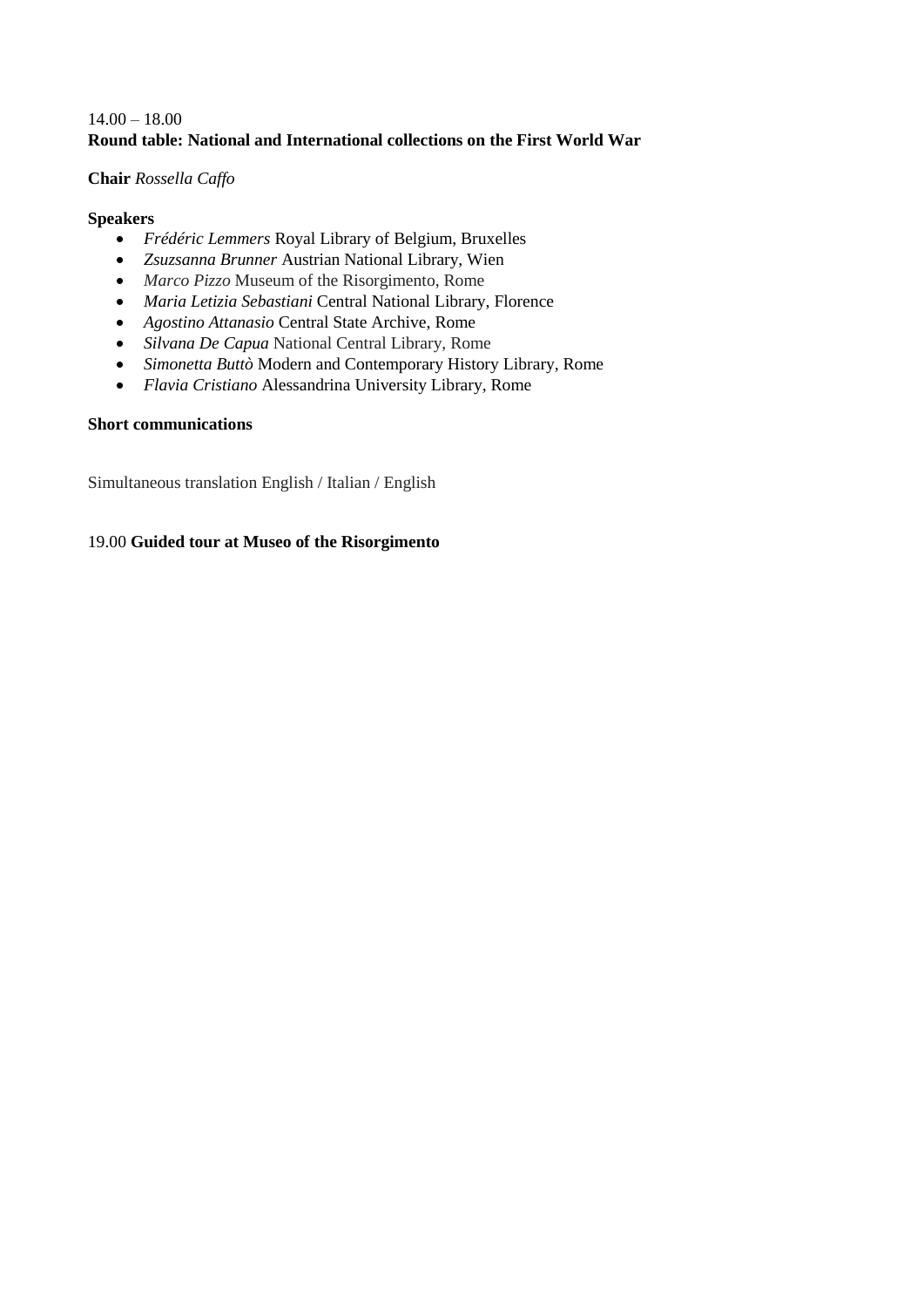14.00 – 18.00
**Round table: National and International collections on the First World War**

**Chair** *Rossella Caffo*

**Speakers**

- *Frédéric Lemmers* Royal Library of Belgium, Bruxelles
- *Zsuzsanna Brunner* Austrian National Library, Wien
- *Marco Pizzo* Museum of the Risorgimento, Rome
- *Maria Letizia Sebastiani* Central National Library, Florence
- *Agostino Attanasio* Central State Archive, Rome
- *Silvana De Capua* National Central Library, Rome
- *Simonetta Buttò* Modern and Contemporary History Library, Rome
- *Flavia Cristiano* Alessandrina University Library, Rome

**Short communications**

Simultaneous translation English / Italian / English

19.00 **Guided tour at Museo of the Risorgimento**